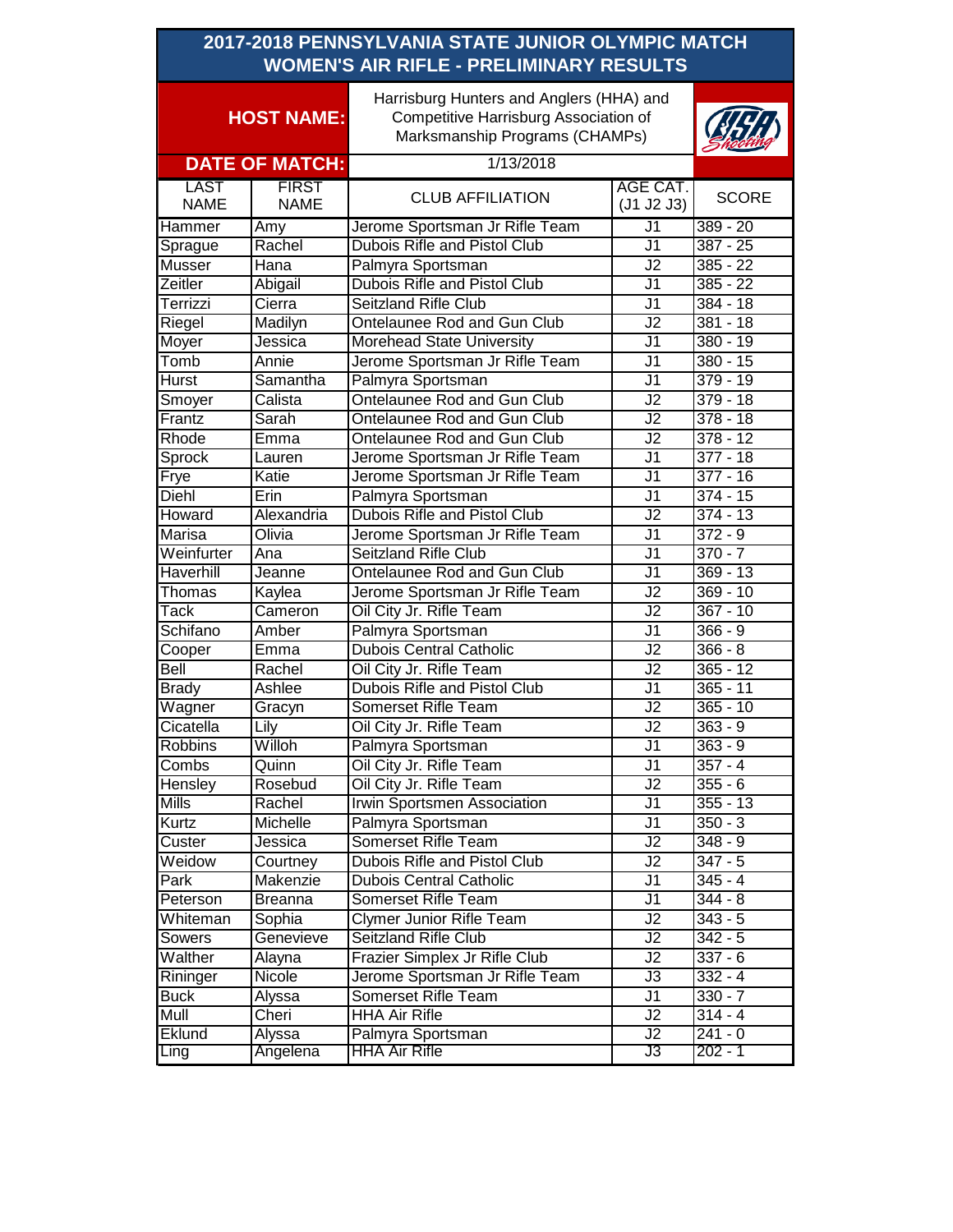# 2017-2018 PENNSYLVANIA STATE JUNIOR OLYMPIC MATCH
# WOMEN'S AIR RIFLE - PRELIMINARY RESULTS

**HOST NAME:** Harrisburg Hunters and Anglers (HHA) and Competitive Harrisburg Association of Marksmanship Programs (CHAMPs)

**DATE OF MATCH:** 1/13/2018

| LAST NAME | FIRST NAME | CLUB AFFILIATION | AGE CAT. (J1 J2 J3) | SCORE |
|---|---|---|---|---|
| Hammer | Amy | Jerome Sportsman Jr Rifle Team | J1 | 389 - 20 |
| Sprague | Rachel | Dubois Rifle and Pistol Club | J1 | 387 - 25 |
| Musser | Hana | Palmyra Sportsman | J2 | 385 - 22 |
| Zeitler | Abigail | Dubois Rifle and Pistol Club | J1 | 385 - 22 |
| Terrizzi | Cierra | Seitzland Rifle Club | J1 | 384 - 18 |
| Riegel | Madilyn | Ontelaunee Rod and Gun Club | J2 | 381 - 18 |
| Moyer | Jessica | Morehead State University | J1 | 380 - 19 |
| Tomb | Annie | Jerome Sportsman Jr Rifle Team | J1 | 380 - 15 |
| Hurst | Samantha | Palmyra Sportsman | J1 | 379 - 19 |
| Smoyer | Calista | Ontelaunee Rod and Gun Club | J2 | 379 - 18 |
| Frantz | Sarah | Ontelaunee Rod and Gun Club | J2 | 378 - 18 |
| Rhode | Emma | Ontelaunee Rod and Gun Club | J2 | 378 - 12 |
| Sprock | Lauren | Jerome Sportsman Jr Rifle Team | J1 | 377 - 18 |
| Frye | Katie | Jerome Sportsman Jr Rifle Team | J1 | 377 - 16 |
| Diehl | Erin | Palmyra Sportsman | J1 | 374 - 15 |
| Howard | Alexandria | Dubois Rifle and Pistol Club | J2 | 374 - 13 |
| Marisa | Olivia | Jerome Sportsman Jr Rifle Team | J1 | 372 - 9 |
| Weinfurter | Ana | Seitzland Rifle Club | J1 | 370 - 7 |
| Haverhill | Jeanne | Ontelaunee Rod and Gun Club | J1 | 369 - 13 |
| Thomas | Kaylea | Jerome Sportsman Jr Rifle Team | J2 | 369 - 10 |
| Tack | Cameron | Oil City Jr. Rifle Team | J2 | 367 - 10 |
| Schifano | Amber | Palmyra Sportsman | J1 | 366 - 9 |
| Cooper | Emma | Dubois Central Catholic | J2 | 366 - 8 |
| Bell | Rachel | Oil City Jr. Rifle Team | J2 | 365 - 12 |
| Brady | Ashlee | Dubois Rifle and Pistol Club | J1 | 365 - 11 |
| Wagner | Gracyn | Somerset Rifle Team | J2 | 365 - 10 |
| Cicatella | Lily | Oil City Jr. Rifle Team | J2 | 363 - 9 |
| Robbins | Willoh | Palmyra Sportsman | J1 | 363 - 9 |
| Combs | Quinn | Oil City Jr. Rifle Team | J1 | 357 - 4 |
| Hensley | Rosebud | Oil City Jr. Rifle Team | J2 | 355 - 6 |
| Mills | Rachel | Irwin Sportsmen Association | J1 | 355 - 13 |
| Kurtz | Michelle | Palmyra Sportsman | J1 | 350 - 3 |
| Custer | Jessica | Somerset Rifle Team | J2 | 348 - 9 |
| Weidow | Courtney | Dubois Rifle and Pistol Club | J2 | 347 - 5 |
| Park | Makenzie | Dubois Central Catholic | J1 | 345 - 4 |
| Peterson | Breanna | Somerset Rifle Team | J1 | 344 - 8 |
| Whiteman | Sophia | Clymer Junior Rifle Team | J2 | 343 - 5 |
| Sowers | Genevieve | Seitzland Rifle Club | J2 | 342 - 5 |
| Walther | Alayna | Frazier Simplex Jr Rifle Club | J2 | 337 - 6 |
| Rininger | Nicole | Jerome Sportsman Jr Rifle Team | J3 | 332 - 4 |
| Buck | Alyssa | Somerset Rifle Team | J1 | 330 - 7 |
| Mull | Cheri | HHA Air Rifle | J2 | 314 - 4 |
| Eklund | Alyssa | Palmyra Sportsman | J2 | 241 - 0 |
| Ling | Angelena | HHA Air Rifle | J3 | 202 - 1 |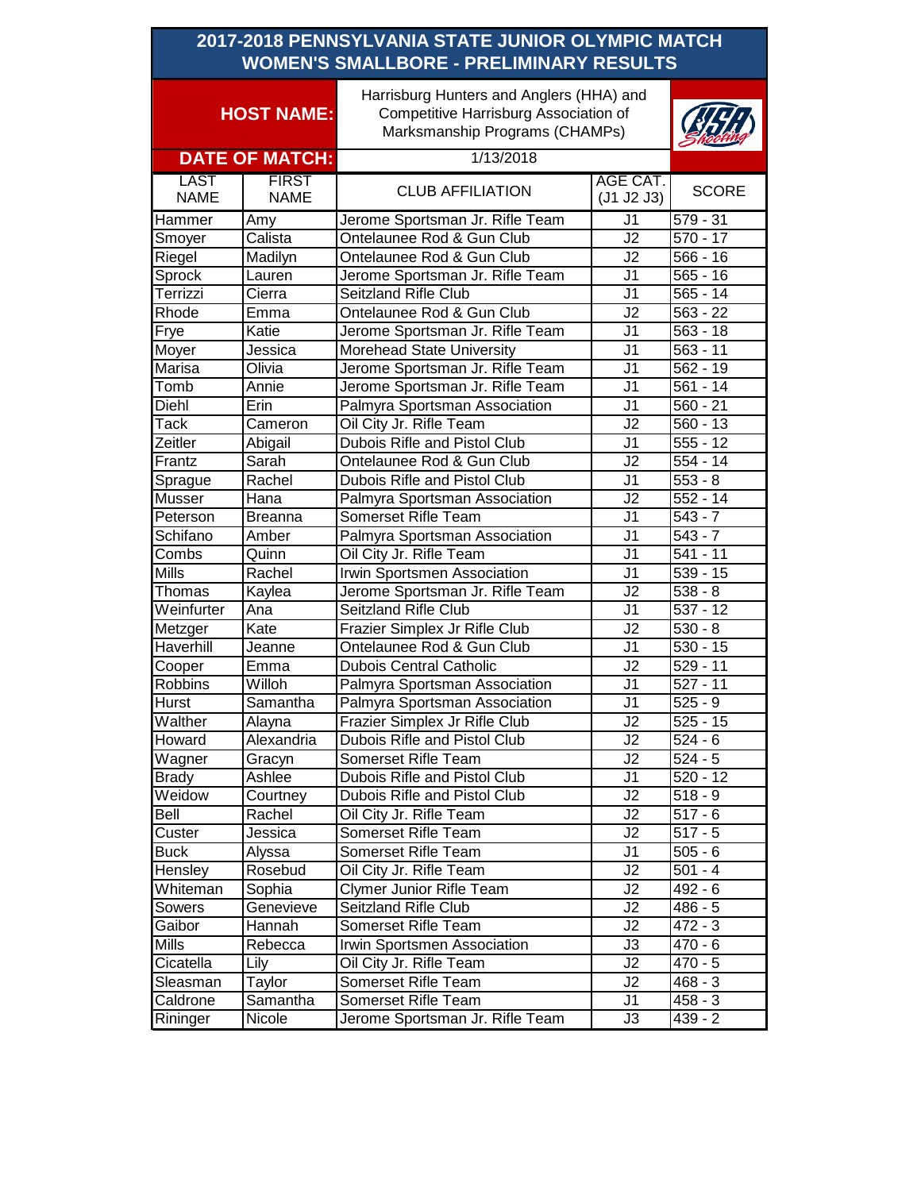# 2017-2018 PENNSYLVANIA STATE JUNIOR OLYMPIC MATCH
## WOMEN'S SMALLBORE - PRELIMINARY RESULTS

**HOST NAME:** Harrisburg Hunters and Anglers (HHA) and Competitive Harrisburg Association of Marksmanship Programs (CHAMPs)

**DATE OF MATCH:** 1/13/2018

| LAST NAME | FIRST NAME | CLUB AFFILIATION | AGE CAT. (J1 J2 J3) | SCORE |
|---|---|---|---|---|
| Hammer | Amy | Jerome Sportsman Jr. Rifle Team | J1 | 579 - 31 |
| Smoyer | Calista | Ontelaunee Rod & Gun Club | J2 | 570 - 17 |
| Riegel | Madilyn | Ontelaunee Rod & Gun Club | J2 | 566 - 16 |
| Sprock | Lauren | Jerome Sportsman Jr. Rifle Team | J1 | 565 - 16 |
| Terrizzi | Cierra | Seitzland Rifle Club | J1 | 565 - 14 |
| Rhode | Emma | Ontelaunee Rod & Gun Club | J2 | 563 - 22 |
| Frye | Katie | Jerome Sportsman Jr. Rifle Team | J1 | 563 - 18 |
| Moyer | Jessica | Morehead State University | J1 | 563 - 11 |
| Marisa | Olivia | Jerome Sportsman Jr. Rifle Team | J1 | 562 - 19 |
| Tomb | Annie | Jerome Sportsman Jr. Rifle Team | J1 | 561 - 14 |
| Diehl | Erin | Palmyra Sportsman Association | J1 | 560 - 21 |
| Tack | Cameron | Oil City Jr. Rifle Team | J2 | 560 - 13 |
| Zeitler | Abigail | Dubois Rifle and Pistol Club | J1 | 555 - 12 |
| Frantz | Sarah | Ontelaunee Rod & Gun Club | J2 | 554 - 14 |
| Sprague | Rachel | Dubois Rifle and Pistol Club | J1 | 553 - 8 |
| Musser | Hana | Palmyra Sportsman Association | J2 | 552 - 14 |
| Peterson | Breanna | Somerset Rifle Team | J1 | 543 - 7 |
| Schifano | Amber | Palmyra Sportsman Association | J1 | 543 - 7 |
| Combs | Quinn | Oil City Jr. Rifle Team | J1 | 541 - 11 |
| Mills | Rachel | Irwin Sportsmen Association | J1 | 539 - 15 |
| Thomas | Kaylea | Jerome Sportsman Jr. Rifle Team | J2 | 538 - 8 |
| Weinfurter | Ana | Seitzland Rifle Club | J1 | 537 - 12 |
| Metzger | Kate | Frazier Simplex Jr Rifle Club | J2 | 530 - 8 |
| Haverhill | Jeanne | Ontelaunee Rod & Gun Club | J1 | 530 - 15 |
| Cooper | Emma | Dubois Central Catholic | J2 | 529 - 11 |
| Robbins | Willoh | Palmyra Sportsman Association | J1 | 527 - 11 |
| Hurst | Samantha | Palmyra Sportsman Association | J1 | 525 - 9 |
| Walther | Alayna | Frazier Simplex Jr Rifle Club | J2 | 525 - 15 |
| Howard | Alexandria | Dubois Rifle and Pistol Club | J2 | 524 - 6 |
| Wagner | Gracyn | Somerset Rifle Team | J2 | 524 - 5 |
| Brady | Ashlee | Dubois Rifle and Pistol Club | J1 | 520 - 12 |
| Weidow | Courtney | Dubois Rifle and Pistol Club | J2 | 518 - 9 |
| Bell | Rachel | Oil City Jr. Rifle Team | J2 | 517 - 6 |
| Custer | Jessica | Somerset Rifle Team | J2 | 517 - 5 |
| Buck | Alyssa | Somerset Rifle Team | J1 | 505 - 6 |
| Hensley | Rosebud | Oil City Jr. Rifle Team | J2 | 501 - 4 |
| Whiteman | Sophia | Clymer Junior Rifle Team | J2 | 492 - 6 |
| Sowers | Genevieve | Seitzland Rifle Club | J2 | 486 - 5 |
| Gaibor | Hannah | Somerset Rifle Team | J2 | 472 - 3 |
| Mills | Rebecca | Irwin Sportsmen Association | J3 | 470 - 6 |
| Cicatella | Lily | Oil City Jr. Rifle Team | J2 | 470 - 5 |
| Sleasman | Taylor | Somerset Rifle Team | J2 | 468 - 3 |
| Caldrone | Samantha | Somerset Rifle Team | J1 | 458 - 3 |
| Rininger | Nicole | Jerome Sportsman Jr. Rifle Team | J3 | 439 - 2 |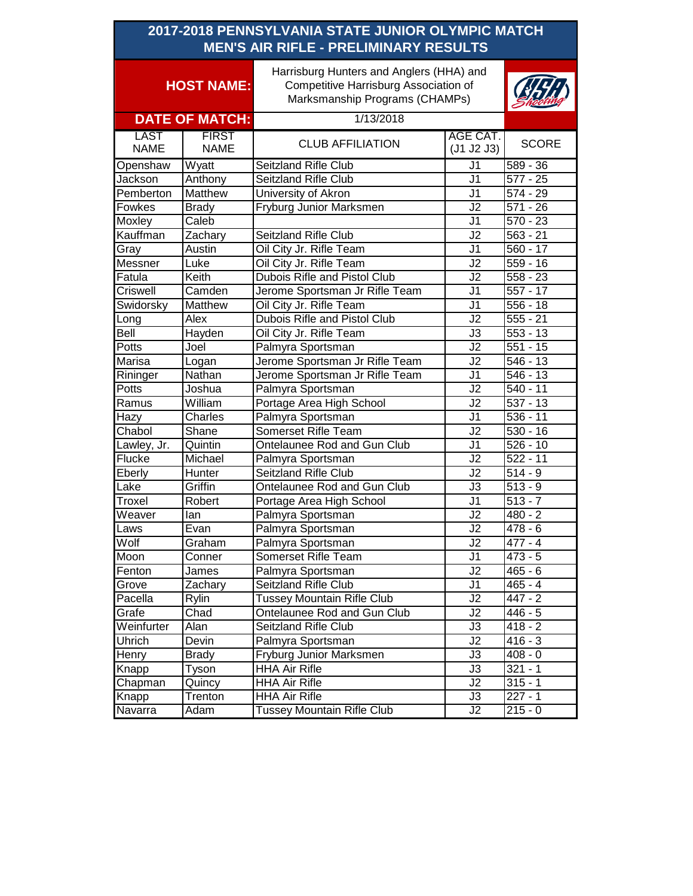# 2017-2018 PENNSYLVANIA STATE JUNIOR OLYMPIC MATCH
## MEN'S AIR RIFLE - PRELIMINARY RESULTS

**HOST NAME:** Harrisburg Hunters and Anglers (HHA) and Competitive Harrisburg Association of Marksmanship Programs (CHAMPs)

**DATE OF MATCH:** 1/13/2018

| LAST NAME | FIRST NAME | CLUB AFFILIATION | AGE CAT. (J1 J2 J3) | SCORE |
|---|---|---|---|---|
| Openshaw | Wyatt | Seitzland Rifle Club | J1 | 589 - 36 |
| Jackson | Anthony | Seitzland Rifle Club | J1 | 577 - 25 |
| Pemberton | Matthew | University of Akron | J1 | 574 - 29 |
| Fowkes | Brady | Fryburg Junior Marksmen | J2 | 571 - 26 |
| Moxley | Caleb | | J1 | 570 - 23 |
| Kauffman | Zachary | Seitzland Rifle Club | J2 | 563 - 21 |
| Gray | Austin | Oil City Jr. Rifle Team | J1 | 560 - 17 |
| Messner | Luke | Oil City Jr. Rifle Team | J2 | 559 - 16 |
| Fatula | Keith | Dubois Rifle and Pistol Club | J2 | 558 - 23 |
| Criswell | Camden | Jerome Sportsman Jr Rifle Team | J1 | 557 - 17 |
| Swidorsky | Matthew | Oil City Jr. Rifle Team | J1 | 556 - 18 |
| Long | Alex | Dubois Rifle and Pistol Club | J2 | 555 - 21 |
| Bell | Hayden | Oil City Jr. Rifle Team | J3 | 553 - 13 |
| Potts | Joel | Palmyra Sportsman | J2 | 551 - 15 |
| Marisa | Logan | Jerome Sportsman Jr Rifle Team | J2 | 546 - 13 |
| Rininger | Nathan | Jerome Sportsman Jr Rifle Team | J1 | 546 - 13 |
| Potts | Joshua | Palmyra Sportsman | J2 | 540 - 11 |
| Ramus | William | Portage Area High School | J2 | 537 - 13 |
| Hazy | Charles | Palmyra Sportsman | J1 | 536 - 11 |
| Chabol | Shane | Somerset Rifle Team | J2 | 530 - 16 |
| Lawley, Jr. | Quintin | Ontelaunee Rod and Gun Club | J1 | 526 - 10 |
| Flucke | Michael | Palmyra Sportsman | J2 | 522 - 11 |
| Eberly | Hunter | Seitzland Rifle Club | J2 | 514 - 9 |
| Lake | Griffin | Ontelaunee Rod and Gun Club | J3 | 513 - 9 |
| Troxel | Robert | Portage Area High School | J1 | 513 - 7 |
| Weaver | Ian | Palmyra Sportsman | J2 | 480 - 2 |
| Laws | Evan | Palmyra Sportsman | J2 | 478 - 6 |
| Wolf | Graham | Palmyra Sportsman | J2 | 477 - 4 |
| Moon | Conner | Somerset Rifle Team | J1 | 473 - 5 |
| Fenton | James | Palmyra Sportsman | J2 | 465 - 6 |
| Grove | Zachary | Seitzland Rifle Club | J1 | 465 - 4 |
| Pacella | Rylin | Tussey Mountain Rifle Club | J2 | 447 - 2 |
| Grafe | Chad | Ontelaunee Rod and Gun Club | J2 | 446 - 5 |
| Weinfurter | Alan | Seitzland Rifle Club | J3 | 418 - 2 |
| Uhrich | Devin | Palmyra Sportsman | J2 | 416 - 3 |
| Henry | Brady | Fryburg Junior Marksmen | J3 | 408 - 0 |
| Knapp | Tyson | HHA Air Rifle | J3 | 321 - 1 |
| Chapman | Quincy | HHA Air Rifle | J2 | 315 - 1 |
| Knapp | Trenton | HHA Air Rifle | J3 | 227 - 1 |
| Navarra | Adam | Tussey Mountain Rifle Club | J2 | 215 - 0 |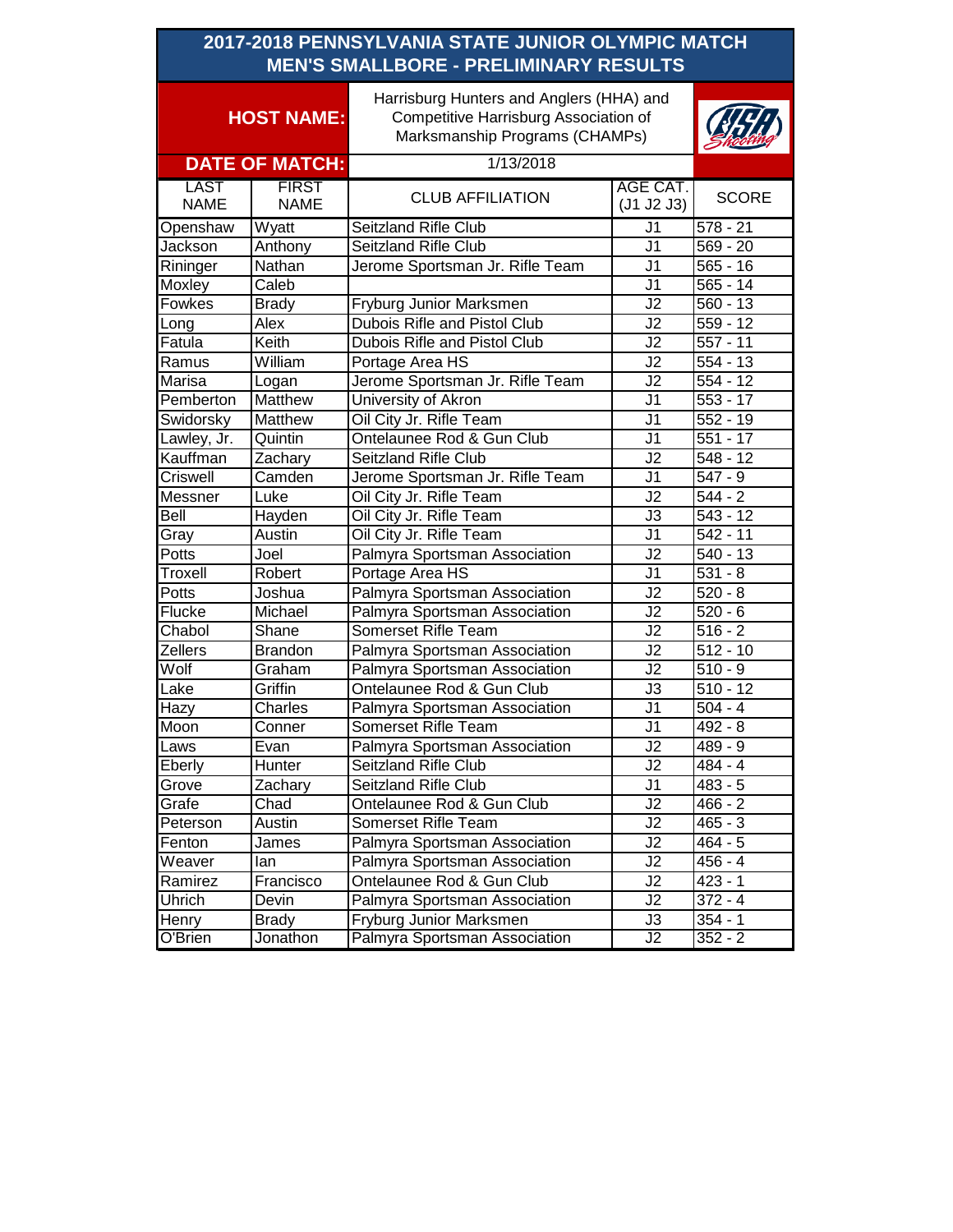# 2017-2018 PENNSYLVANIA STATE JUNIOR OLYMPIC MATCH
## MEN'S SMALLBORE - PRELIMINARY RESULTS

**HOST NAME:** Harrisburg Hunters and Anglers (HHA) and Competitive Harrisburg Association of Marksmanship Programs (CHAMPs)

**DATE OF MATCH:** 1/13/2018

| LAST NAME | FIRST NAME | CLUB AFFILIATION | AGE CAT. (J1 J2 J3) | SCORE |
|---|---|---|---|---|
| Openshaw | Wyatt | Seitzland Rifle Club | J1 | 578 - 21 |
| Jackson | Anthony | Seitzland Rifle Club | J1 | 569 - 20 |
| Rininger | Nathan | Jerome Sportsman Jr. Rifle Team | J1 | 565 - 16 |
| Moxley | Caleb | | J1 | 565 - 14 |
| Fowkes | Brady | Fryburg Junior Marksmen | J2 | 560 - 13 |
| Long | Alex | Dubois Rifle and Pistol Club | J2 | 559 - 12 |
| Fatula | Keith | Dubois Rifle and Pistol Club | J2 | 557 - 11 |
| Ramus | William | Portage Area HS | J2 | 554 - 13 |
| Marisa | Logan | Jerome Sportsman Jr. Rifle Team | J2 | 554 - 12 |
| Pemberton | Matthew | University of Akron | J1 | 553 - 17 |
| Swidorsky | Matthew | Oil City Jr. Rifle Team | J1 | 552 - 19 |
| Lawley, Jr. | Quintin | Ontelaunee Rod & Gun Club | J1 | 551 - 17 |
| Kauffman | Zachary | Seitzland Rifle Club | J2 | 548 - 12 |
| Criswell | Camden | Jerome Sportsman Jr. Rifle Team | J1 | 547 - 9 |
| Messner | Luke | Oil City Jr. Rifle Team | J2 | 544 - 2 |
| Bell | Hayden | Oil City Jr. Rifle Team | J3 | 543 - 12 |
| Gray | Austin | Oil City Jr. Rifle Team | J1 | 542 - 11 |
| Potts | Joel | Palmyra Sportsman Association | J2 | 540 - 13 |
| Troxell | Robert | Portage Area HS | J1 | 531 - 8 |
| Potts | Joshua | Palmyra Sportsman Association | J2 | 520 - 8 |
| Flucke | Michael | Palmyra Sportsman Association | J2 | 520 - 6 |
| Chabol | Shane | Somerset Rifle Team | J2 | 516 - 2 |
| Zellers | Brandon | Palmyra Sportsman Association | J2 | 512 - 10 |
| Wolf | Graham | Palmyra Sportsman Association | J2 | 510 - 9 |
| Lake | Griffin | Ontelaunee Rod & Gun Club | J3 | 510 - 12 |
| Hazy | Charles | Palmyra Sportsman Association | J1 | 504 - 4 |
| Moon | Conner | Somerset Rifle Team | J1 | 492 - 8 |
| Laws | Evan | Palmyra Sportsman Association | J2 | 489 - 9 |
| Eberly | Hunter | Seitzland Rifle Club | J2 | 484 - 4 |
| Grove | Zachary | Seitzland Rifle Club | J1 | 483 - 5 |
| Grafe | Chad | Ontelaunee Rod & Gun Club | J2 | 466 - 2 |
| Peterson | Austin | Somerset Rifle Team | J2 | 465 - 3 |
| Fenton | James | Palmyra Sportsman Association | J2 | 464 - 5 |
| Weaver | Ian | Palmyra Sportsman Association | J2 | 456 - 4 |
| Ramirez | Francisco | Ontelaunee Rod & Gun Club | J2 | 423 - 1 |
| Uhrich | Devin | Palmyra Sportsman Association | J2 | 372 - 4 |
| Henry | Brady | Fryburg Junior Marksmen | J3 | 354 - 1 |
| O'Brien | Jonathon | Palmyra Sportsman Association | J2 | 352 - 2 |